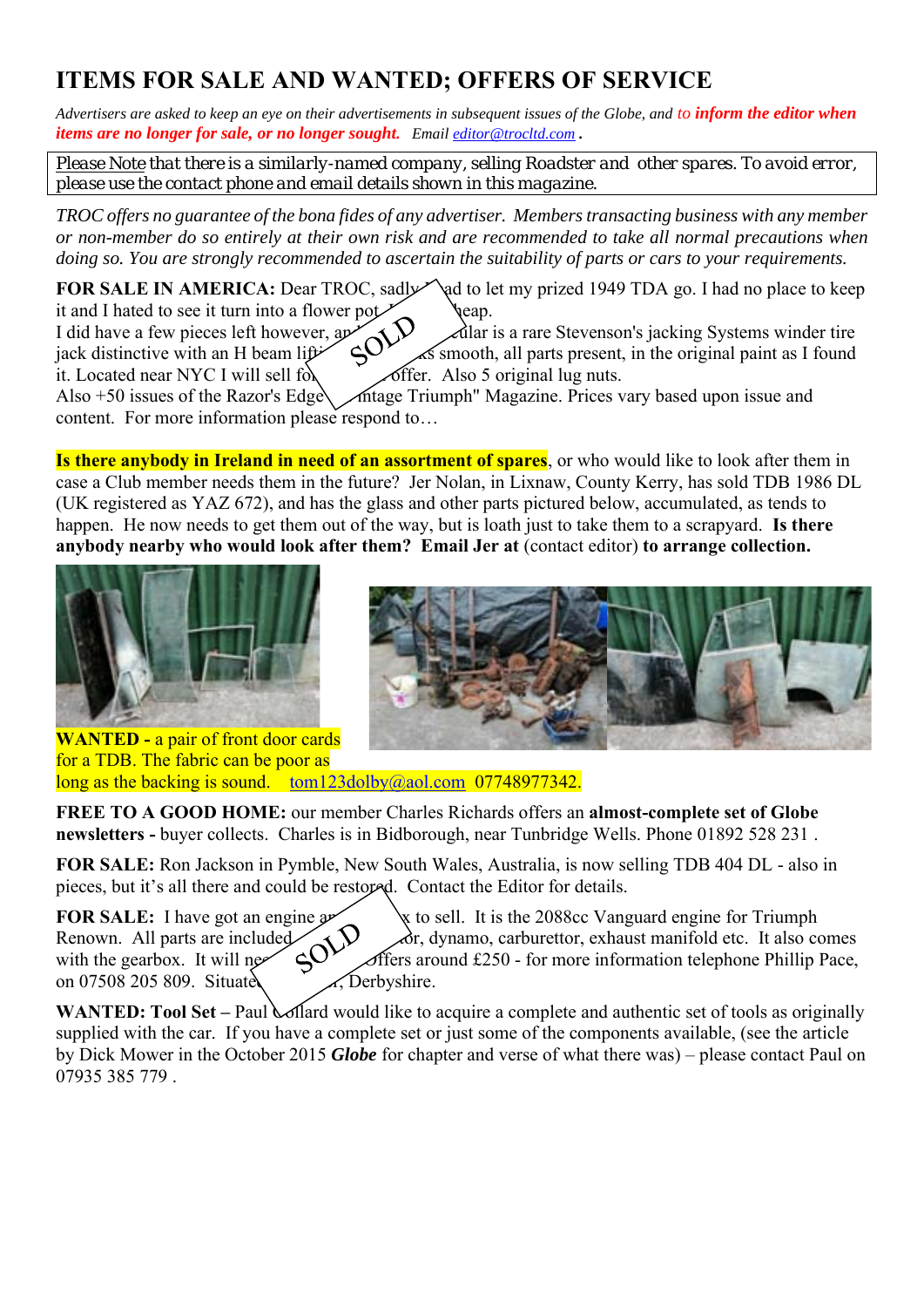# ITEMS FOR SALE AND WANTED; OFFERS OF SERVICE

*Advertisers are asked to keep an eye on their advertisements in subsequent issues of the Globe, and to* ***inform the editor when items are no longer for sale, or no longer sought.*** *Email editor@trocltd.com .*

Please Note that there is a similarly-named company, selling Roadster and other spares. To avoid error, please use the contact phone and email details shown in this magazine.

*TROC offers no guarantee of the bona fides of any advertiser. Members transacting business with any member or non-member do so entirely at their own risk and are recommended to take all normal precautions when doing so. You are strongly recommended to ascertain the suitability of parts or cars to your requirements.*

**FOR SALE IN AMERICA:** Dear TROC, sadly I had to let my prized 1949 TDA go. I had no place to keep it and I hated to see it turn into a flower pot ... heap.
I did have a few pieces left however, an... ...cular is a rare Stevenson's jacking Systems winder tire jack distinctive with an H beam lift... ...ks smooth, all parts present, in the original paint as I found it. Located near NYC I will sell fo... ...offer. Also 5 original lug nuts.
Also +50 issues of the Razor's Edge ...intage Triumph" Magazine. Prices vary based upon issue and content. For more information please respond to…

SOLD

**Is there anybody in Ireland in need of an assortment of spares**, or who would like to look after them in case a Club member needs them in the future? Jer Nolan, in Lixnaw, County Kerry, has sold TDB 1986 DL (UK registered as YAZ 672), and has the glass and other parts pictured below, accumulated, as tends to happen. He now needs to get them out of the way, but is loath just to take them to a scrapyard. **Is there anybody nearby who would look after them? Email Jer at** (contact editor) **to arrange collection.**

**WANTED -** a pair of front door cards for a TDB. The fabric can be poor as long as the backing is sound. tom123dolby@aol.com 07748977342.

**FREE TO A GOOD HOME:** our member Charles Richards offers an **almost-complete set of Globe newsletters -** buyer collects. Charles is in Bidborough, near Tunbridge Wells. Phone 01892 528 231 .

**FOR SALE:** Ron Jackson in Pymble, New South Wales, Australia, is now selling TDB 404 DL - also in pieces, but it's all there and could be restored. Contact the Editor for details.

**FOR SALE:** I have got an engine a... ...x to sell. It is the 2088cc Vanguard engine for Triumph Renown. All parts are included... ...or, dynamo, carburettor, exhaust manifold etc. It also comes with the gearbox. It will nee... ...offers around £250 - for more information telephone Phillip Pace, on 07508 205 809. Situated... ...n, Derbyshire.

SOLD

**WANTED: Tool Set –** Paul Collard would like to acquire a complete and authentic set of tools as originally supplied with the car. If you have a complete set or just some of the components available, (see the article by Dick Mower in the October 2015 ***Globe*** for chapter and verse of what there was) – please contact Paul on 07935 385 779 .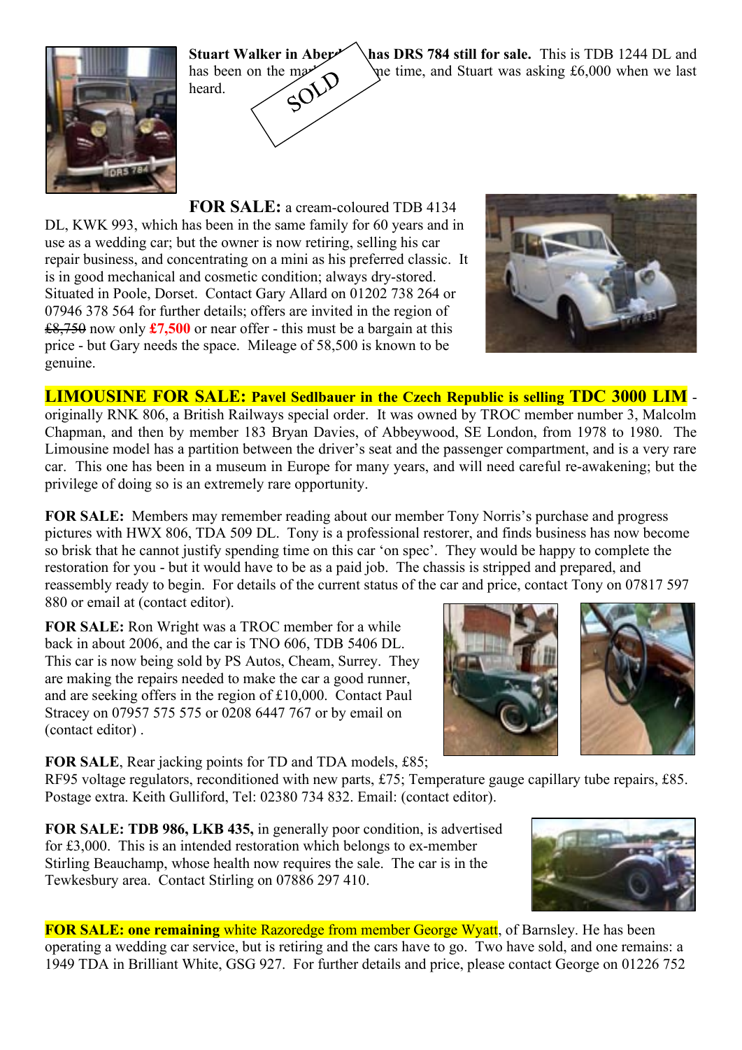**Stuart Walker in Aber... has DRS 784 still for sale.** This is TDB 1244 DL and has been on the ma... ...e time, and Stuart was asking £6,000 when we last heard.

SOLD

**FOR SALE:** a cream-coloured TDB 4134 DL, KWK 993, which has been in the same family for 60 years and in use as a wedding car; but the owner is now retiring, selling his car repair business, and concentrating on a mini as his preferred classic. It is in good mechanical and cosmetic condition; always dry-stored. Situated in Poole, Dorset. Contact Gary Allard on 01202 738 264 or 07946 378 564 for further details; offers are invited in the region of ~~£8,750~~ now only **£7,500** or near offer - this must be a bargain at this price - but Gary needs the space. Mileage of 58,500 is known to be genuine.

**LIMOUSINE FOR SALE: Pavel Sedlbauer in the Czech Republic is selling TDC 3000 LIM** - originally RNK 806, a British Railways special order. It was owned by TROC member number 3, Malcolm Chapman, and then by member 183 Bryan Davies, of Abbeywood, SE London, from 1978 to 1980. The Limousine model has a partition between the driver's seat and the passenger compartment, and is a very rare car. This one has been in a museum in Europe for many years, and will need careful re-awakening; but the privilege of doing so is an extremely rare opportunity.

**FOR SALE:** Members may remember reading about our member Tony Norris's purchase and progress pictures with HWX 806, TDA 509 DL. Tony is a professional restorer, and finds business has now become so brisk that he cannot justify spending time on this car 'on spec'. They would be happy to complete the restoration for you - but it would have to be as a paid job. The chassis is stripped and prepared, and reassembly ready to begin. For details of the current status of the car and price, contact Tony on 07817 597 880 or email at (contact editor).

**FOR SALE:** Ron Wright was a TROC member for a while back in about 2006, and the car is TNO 606, TDB 5406 DL. This car is now being sold by PS Autos, Cheam, Surrey. They are making the repairs needed to make the car a good runner, and are seeking offers in the region of £10,000. Contact Paul Stracey on 07957 575 575 or 0208 6447 767 or by email on (contact editor) .

**FOR SALE**, Rear jacking points for TD and TDA models, £85; RF95 voltage regulators, reconditioned with new parts, £75; Temperature gauge capillary tube repairs, £85. Postage extra. Keith Gulliford, Tel: 02380 734 832. Email: (contact editor).

**FOR SALE: TDB 986, LKB 435,** in generally poor condition, is advertised for £3,000. This is an intended restoration which belongs to ex-member Stirling Beauchamp, whose health now requires the sale. The car is in the Tewkesbury area. Contact Stirling on 07886 297 410.

**FOR SALE: one remaining** white Razoredge from member George Wyatt, of Barnsley. He has been operating a wedding car service, but is retiring and the cars have to go. Two have sold, and one remains: a 1949 TDA in Brilliant White, GSG 927. For further details and price, please contact George on 01226 752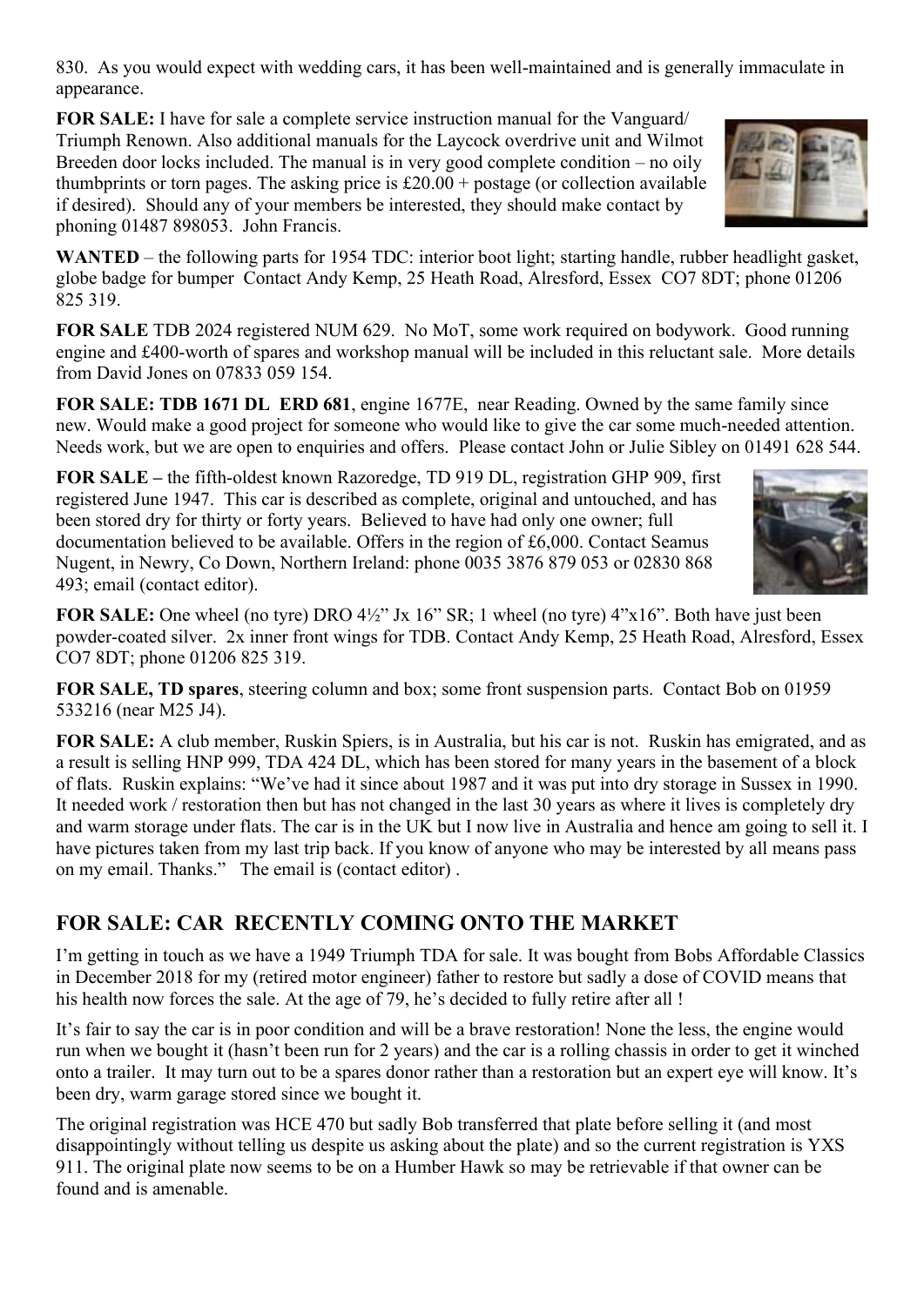830. As you would expect with wedding cars, it has been well-maintained and is generally immaculate in appearance.

**FOR SALE:** I have for sale a complete service instruction manual for the Vanguard/ Triumph Renown. Also additional manuals for the Laycock overdrive unit and Wilmot Breeden door locks included. The manual is in very good complete condition – no oily thumbprints or torn pages. The asking price is £20.00 + postage (or collection available if desired). Should any of your members be interested, they should make contact by phoning 01487 898053. John Francis.

**WANTED** – the following parts for 1954 TDC: interior boot light; starting handle, rubber headlight gasket, globe badge for bumper Contact Andy Kemp, 25 Heath Road, Alresford, Essex CO7 8DT; phone 01206 825 319.

**FOR SALE** TDB 2024 registered NUM 629. No MoT, some work required on bodywork. Good running engine and £400-worth of spares and workshop manual will be included in this reluctant sale. More details from David Jones on 07833 059 154.

**FOR SALE: TDB 1671 DL ERD 681**, engine 1677E, near Reading. Owned by the same family since new. Would make a good project for someone who would like to give the car some much-needed attention. Needs work, but we are open to enquiries and offers. Please contact John or Julie Sibley on 01491 628 544.

**FOR SALE –** the fifth-oldest known Razoredge, TD 919 DL, registration GHP 909, first registered June 1947. This car is described as complete, original and untouched, and has been stored dry for thirty or forty years. Believed to have had only one owner; full documentation believed to be available. Offers in the region of £6,000. Contact Seamus Nugent, in Newry, Co Down, Northern Ireland: phone 0035 3876 879 053 or 02830 868 493; email (contact editor).

**FOR SALE:** One wheel (no tyre) DRO 4½" Jx 16" SR; 1 wheel (no tyre) 4"x16". Both have just been powder-coated silver. 2x inner front wings for TDB. Contact Andy Kemp, 25 Heath Road, Alresford, Essex CO7 8DT; phone 01206 825 319.

**FOR SALE, TD spares**, steering column and box; some front suspension parts. Contact Bob on 01959 533216 (near M25 J4).

**FOR SALE:** A club member, Ruskin Spiers, is in Australia, but his car is not. Ruskin has emigrated, and as a result is selling HNP 999, TDA 424 DL, which has been stored for many years in the basement of a block of flats. Ruskin explains: "We've had it since about 1987 and it was put into dry storage in Sussex in 1990. It needed work / restoration then but has not changed in the last 30 years as where it lives is completely dry and warm storage under flats. The car is in the UK but I now live in Australia and hence am going to sell it. I have pictures taken from my last trip back. If you know of anyone who may be interested by all means pass on my email. Thanks." The email is (contact editor) .

## FOR SALE: CAR RECENTLY COMING ONTO THE MARKET

I'm getting in touch as we have a 1949 Triumph TDA for sale. It was bought from Bobs Affordable Classics in December 2018 for my (retired motor engineer) father to restore but sadly a dose of COVID means that his health now forces the sale. At the age of 79, he's decided to fully retire after all !

It's fair to say the car is in poor condition and will be a brave restoration! None the less, the engine would run when we bought it (hasn't been run for 2 years) and the car is a rolling chassis in order to get it winched onto a trailer. It may turn out to be a spares donor rather than a restoration but an expert eye will know. It's been dry, warm garage stored since we bought it.

The original registration was HCE 470 but sadly Bob transferred that plate before selling it (and most disappointingly without telling us despite us asking about the plate) and so the current registration is YXS 911. The original plate now seems to be on a Humber Hawk so may be retrievable if that owner can be found and is amenable.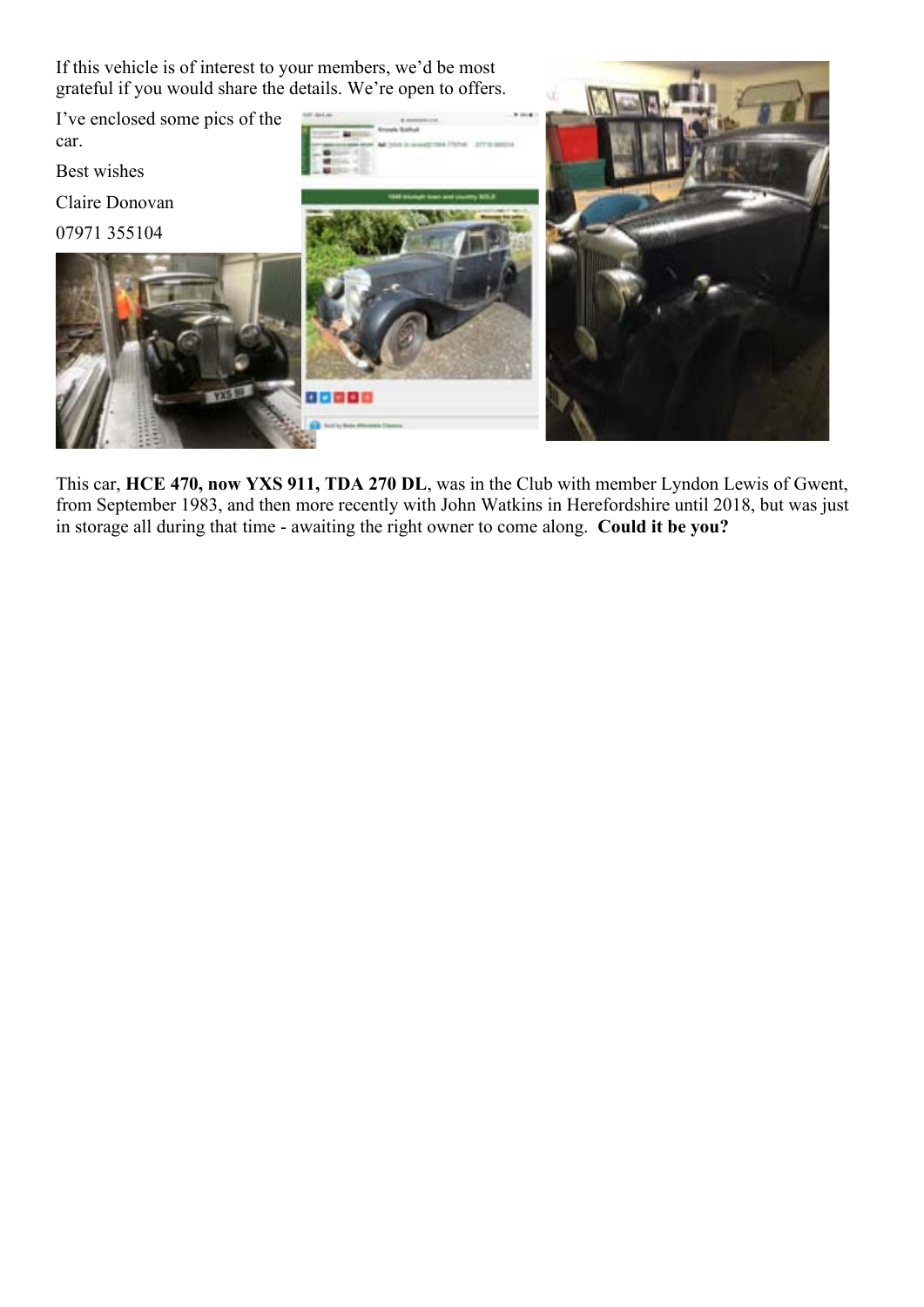If this vehicle is of interest to your members, we'd be most grateful if you would share the details. We're open to offers.

I've enclosed some pics of the car.

Best wishes

Claire Donovan

07971 355104

This car, **HCE 470, now YXS 911, TDA 270 DL**, was in the Club with member Lyndon Lewis of Gwent, from September 1983, and then more recently with John Watkins in Herefordshire until 2018, but was just in storage all during that time - awaiting the right owner to come along. **Could it be you?**